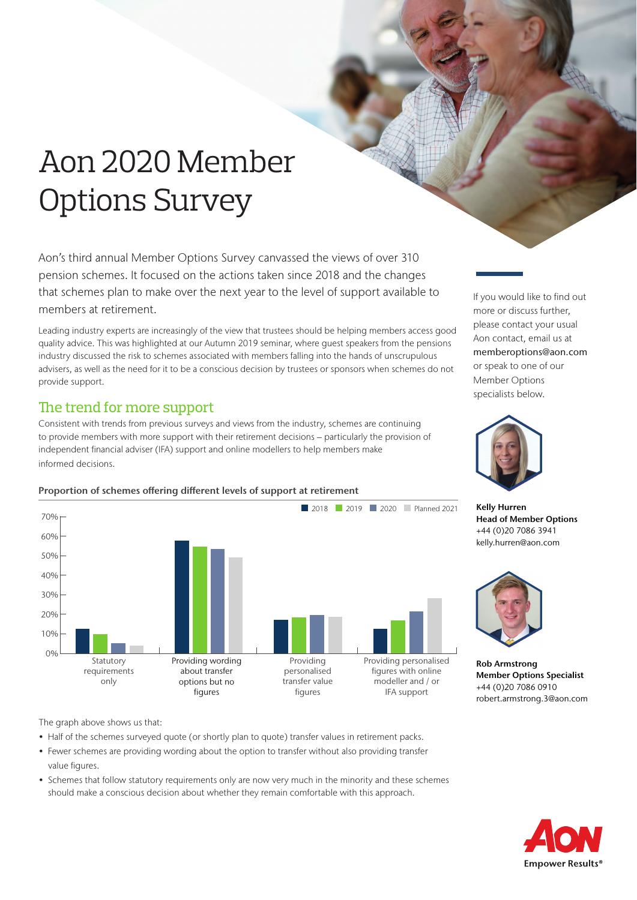# Aon 2020 Member Options Survey

Aon's third annual Member Options Survey canvassed the views of over 310 pension schemes. It focused on the actions taken since 2018 and the changes that schemes plan to make over the next year to the level of support available to members at retirement.

Leading industry experts are increasingly of the view that trustees should be helping members access good quality advice. This was highlighted at our Autumn 2019 seminar, where guest speakers from the pensions industry discussed the risk to schemes associated with members falling into the hands of unscrupulous advisers, as well as the need for it to be a conscious decision by trustees or sponsors when schemes do not provide support.

## The trend for more support

Consistent with trends from previous surveys and views from the industry, schemes are continuing to provide members with more support with their retirement decisions – particularly the provision of independent financial adviser (IFA) support and online modellers to help members make informed decisions.

**Proportion of schemes offering different levels of support at retirement**

2018 | 2019 | 2020 | Planned 2021

70%
60%
50%
40%
30%
20%
10%
0%

Statutory requirements only

Providing wording about transfer options but no figures

Providing personalised transfer value figures

Providing personalised figures with online modeller and / or IFA support

The graph above shows us that:

- Half of the schemes surveyed quote (or shortly plan to quote) transfer values in retirement packs.
- Fewer schemes are providing wording about the option to transfer without also providing transfer value figures.
- Schemes that follow statutory requirements only are now very much in the minority and these schemes should make a conscious decision about whether they remain comfortable with this approach.

If you would like to find out more or discuss further, please contact your usual Aon contact, email us at **memberoptions@aon.com** or speak to one of our Member Options specialists below.

**Kelly Hurren**
**Head of Member Options**
+44 (0)20 7086 3941
kelly.hurren@aon.com

**Rob Armstrong**
**Member Options Specialist**
+44 (0)20 7086 0910
robert.armstrong.3@aon.com

Empower Results®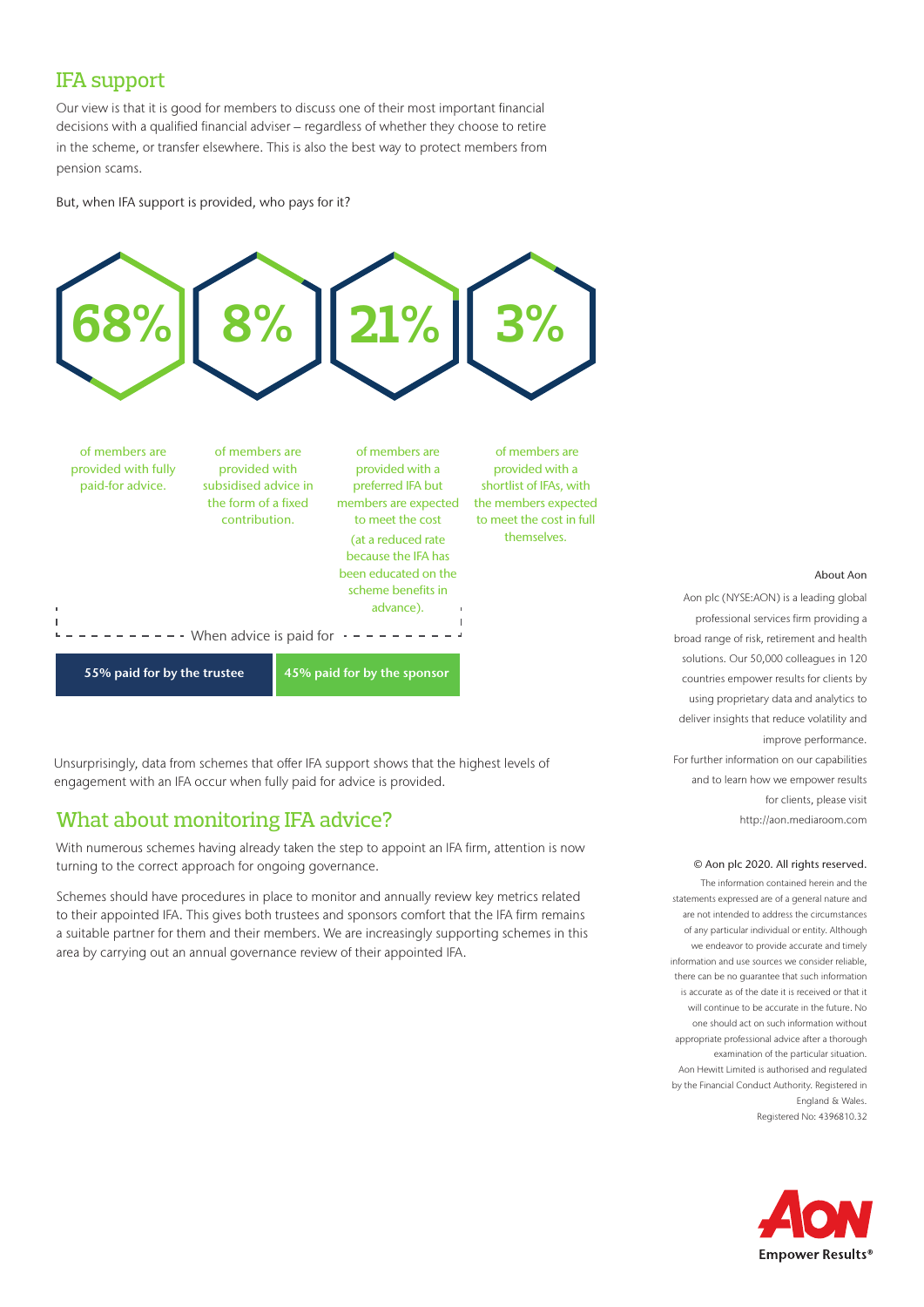## IFA support

Our view is that it is good for members to discuss one of their most important financial decisions with a qualified financial adviser – regardless of whether they choose to retire in the scheme, or transfer elsewhere. This is also the best way to protect members from pension scams.

But, when IFA support is provided, who pays for it?

68%

of members are provided with fully paid-for advice.

8%

of members are provided with subsidised advice in the form of a fixed contribution.

21%

of members are provided with a preferred IFA but members are expected to meet the cost (at a reduced rate because the IFA has been educated on the scheme benefits in advance).

3%

of members are provided with a shortlist of IFAs, with the members expected to meet the cost in full themselves.

When advice is paid for

**55% paid for by the trustee**

**45% paid for by the sponsor**

Unsurprisingly, data from schemes that offer IFA support shows that the highest levels of engagement with an IFA occur when fully paid for advice is provided.

## What about monitoring IFA advice?

With numerous schemes having already taken the step to appoint an IFA firm, attention is now turning to the correct approach for ongoing governance.

Schemes should have procedures in place to monitor and annually review key metrics related to their appointed IFA. This gives both trustees and sponsors comfort that the IFA firm remains a suitable partner for them and their members. We are increasingly supporting schemes in this area by carrying out an annual governance review of their appointed IFA.

About Aon

Aon plc (NYSE:AON) is a leading global professional services firm providing a broad range of risk, retirement and health solutions. Our 50,000 colleagues in 120 countries empower results for clients by using proprietary data and analytics to deliver insights that reduce volatility and improve performance.

For further information on our capabilities and to learn how we empower results for clients, please visit http://aon.mediaroom.com

© Aon plc 2020. All rights reserved.

The information contained herein and the statements expressed are of a general nature and are not intended to address the circumstances of any particular individual or entity. Although we endeavor to provide accurate and timely information and use sources we consider reliable, there can be no guarantee that such information is accurate as of the date it is received or that it will continue to be accurate in the future. No one should act on such information without appropriate professional advice after a thorough examination of the particular situation.

Aon Hewitt Limited is authorised and regulated by the Financial Conduct Authority. Registered in England & Wales.

Registered No: 4396810.32

AON

Empower Results®